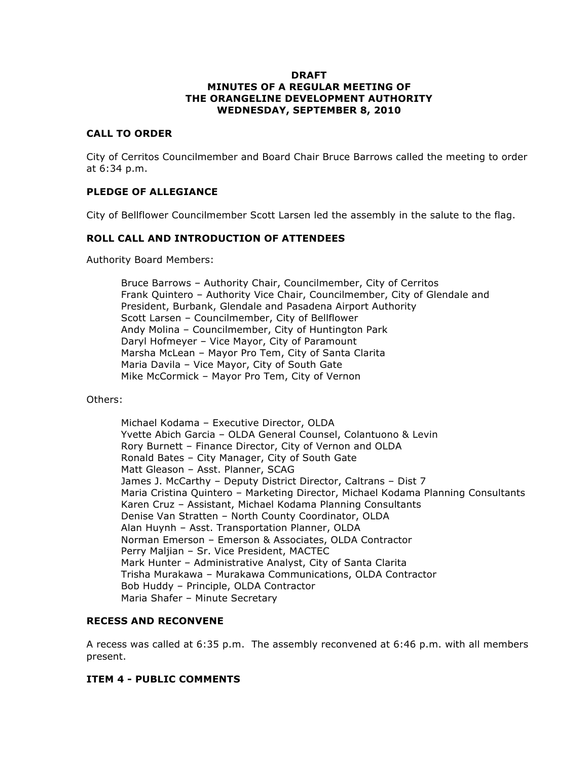# DRAFT
# MINUTES OF A REGULAR MEETING OF THE ORANGELINE DEVELOPMENT AUTHORITY
# WEDNESDAY, SEPTEMBER 8, 2010

## CALL TO ORDER

City of Cerritos Councilmember and Board Chair Bruce Barrows called the meeting to order at 6:34 p.m.

## PLEDGE OF ALLEGIANCE

City of Bellflower Councilmember Scott Larsen led the assembly in the salute to the flag.

## ROLL CALL AND INTRODUCTION OF ATTENDEES

Authority Board Members:

Bruce Barrows – Authority Chair, Councilmember, City of Cerritos
Frank Quintero – Authority Vice Chair, Councilmember, City of Glendale and President, Burbank, Glendale and Pasadena Airport Authority
Scott Larsen – Councilmember, City of Bellflower
Andy Molina – Councilmember, City of Huntington Park
Daryl Hofmeyer – Vice Mayor, City of Paramount
Marsha McLean – Mayor Pro Tem, City of Santa Clarita
Maria Davila – Vice Mayor, City of South Gate
Mike McCormick – Mayor Pro Tem, City of Vernon

Others:

Michael Kodama – Executive Director, OLDA
Yvette Abich Garcia – OLDA General Counsel, Colantuono & Levin
Rory Burnett – Finance Director, City of Vernon and OLDA
Ronald Bates – City Manager, City of South Gate
Matt Gleason – Asst. Planner, SCAG
James J. McCarthy – Deputy District Director, Caltrans – Dist 7
Maria Cristina Quintero – Marketing Director, Michael Kodama Planning Consultants
Karen Cruz – Assistant, Michael Kodama Planning Consultants
Denise Van Stratten – North County Coordinator, OLDA
Alan Huynh – Asst. Transportation Planner, OLDA
Norman Emerson – Emerson & Associates, OLDA Contractor
Perry Maljian – Sr. Vice President, MACTEC
Mark Hunter – Administrative Analyst, City of Santa Clarita
Trisha Murakawa – Murakawa Communications, OLDA Contractor
Bob Huddy – Principle, OLDA Contractor
Maria Shafer – Minute Secretary

## RECESS AND RECONVENE

A recess was called at 6:35 p.m. The assembly reconvened at 6:46 p.m. with all members present.

## ITEM 4 - PUBLIC COMMENTS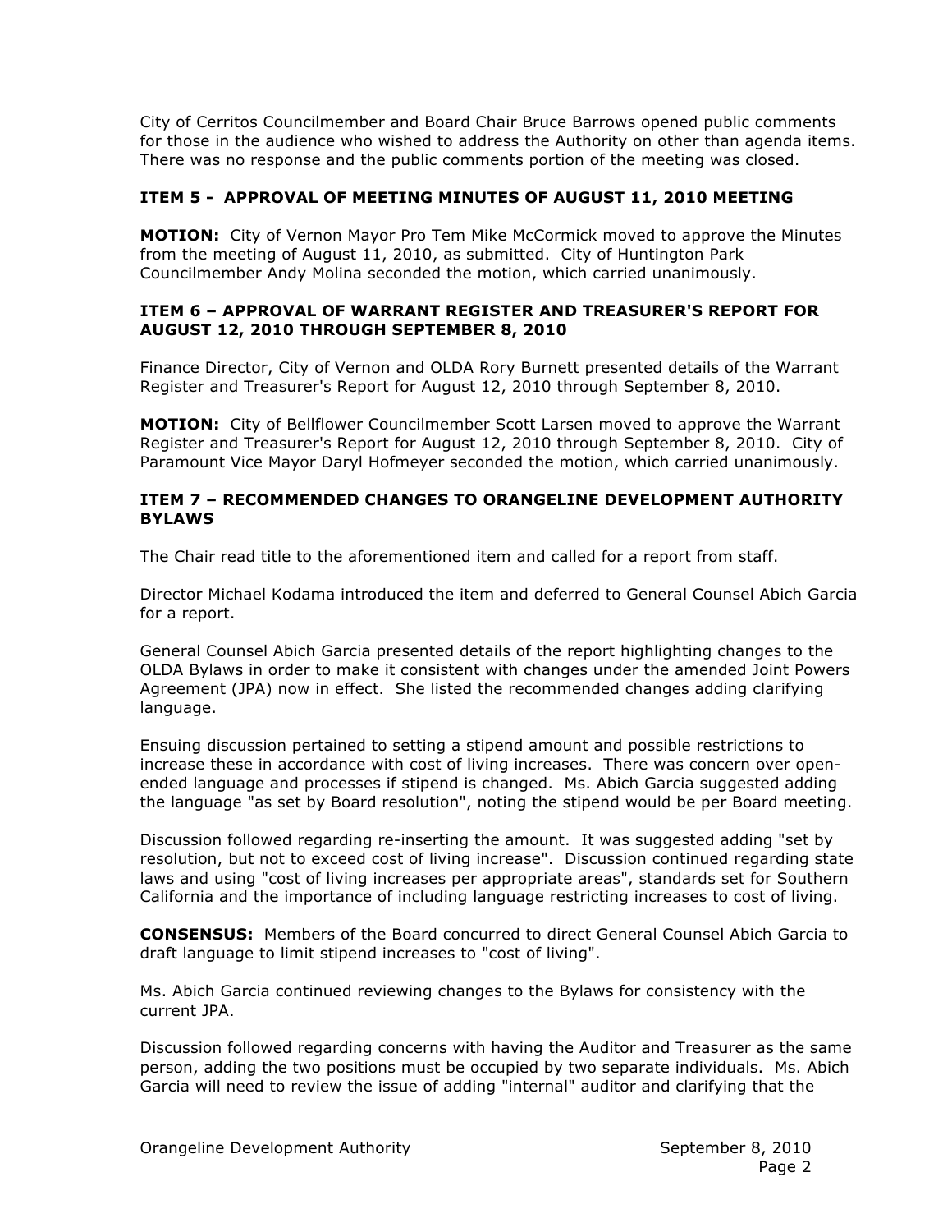City of Cerritos Councilmember and Board Chair Bruce Barrows opened public comments for those in the audience who wished to address the Authority on other than agenda items. There was no response and the public comments portion of the meeting was closed.

### ITEM 5 - APPROVAL OF MEETING MINUTES OF AUGUST 11, 2010 MEETING

**MOTION:** City of Vernon Mayor Pro Tem Mike McCormick moved to approve the Minutes from the meeting of August 11, 2010, as submitted. City of Huntington Park Councilmember Andy Molina seconded the motion, which carried unanimously.

### ITEM 6 – APPROVAL OF WARRANT REGISTER AND TREASURER'S REPORT FOR AUGUST 12, 2010 THROUGH SEPTEMBER 8, 2010

Finance Director, City of Vernon and OLDA Rory Burnett presented details of the Warrant Register and Treasurer's Report for August 12, 2010 through September 8, 2010.

**MOTION:** City of Bellflower Councilmember Scott Larsen moved to approve the Warrant Register and Treasurer's Report for August 12, 2010 through September 8, 2010. City of Paramount Vice Mayor Daryl Hofmeyer seconded the motion, which carried unanimously.

### ITEM 7 – RECOMMENDED CHANGES TO ORANGELINE DEVELOPMENT AUTHORITY BYLAWS

The Chair read title to the aforementioned item and called for a report from staff.

Director Michael Kodama introduced the item and deferred to General Counsel Abich Garcia for a report.

General Counsel Abich Garcia presented details of the report highlighting changes to the OLDA Bylaws in order to make it consistent with changes under the amended Joint Powers Agreement (JPA) now in effect. She listed the recommended changes adding clarifying language.

Ensuing discussion pertained to setting a stipend amount and possible restrictions to increase these in accordance with cost of living increases. There was concern over open-ended language and processes if stipend is changed. Ms. Abich Garcia suggested adding the language "as set by Board resolution", noting the stipend would be per Board meeting.

Discussion followed regarding re-inserting the amount. It was suggested adding "set by resolution, but not to exceed cost of living increase". Discussion continued regarding state laws and using "cost of living increases per appropriate areas", standards set for Southern California and the importance of including language restricting increases to cost of living.

**CONSENSUS:** Members of the Board concurred to direct General Counsel Abich Garcia to draft language to limit stipend increases to "cost of living".

Ms. Abich Garcia continued reviewing changes to the Bylaws for consistency with the current JPA.

Discussion followed regarding concerns with having the Auditor and Treasurer as the same person, adding the two positions must be occupied by two separate individuals. Ms. Abich Garcia will need to review the issue of adding "internal" auditor and clarifying that the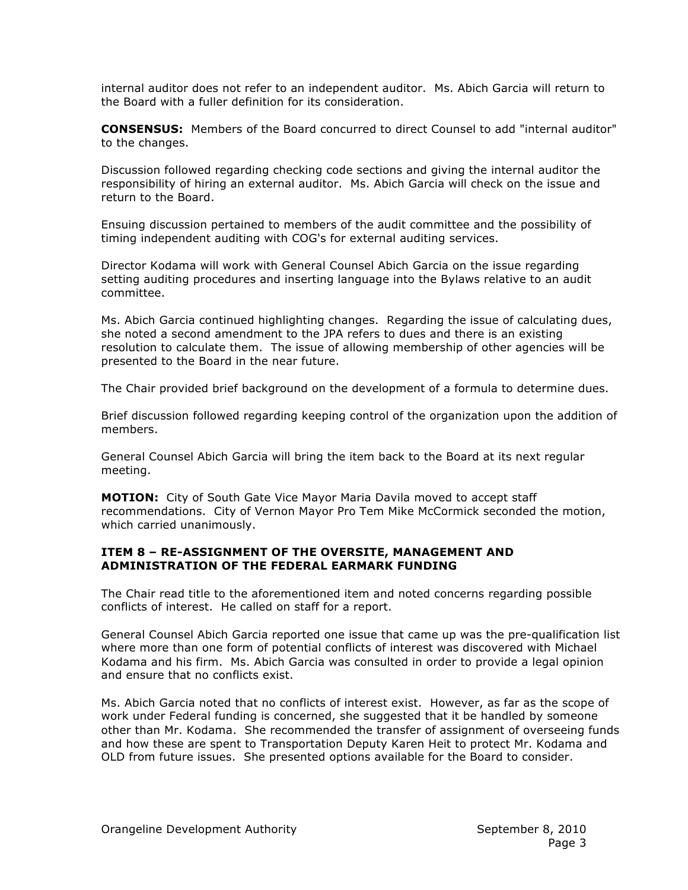internal auditor does not refer to an independent auditor. Ms. Abich Garcia will return to the Board with a fuller definition for its consideration.

**CONSENSUS:** Members of the Board concurred to direct Counsel to add "internal auditor" to the changes.

Discussion followed regarding checking code sections and giving the internal auditor the responsibility of hiring an external auditor. Ms. Abich Garcia will check on the issue and return to the Board.

Ensuing discussion pertained to members of the audit committee and the possibility of timing independent auditing with COG's for external auditing services.

Director Kodama will work with General Counsel Abich Garcia on the issue regarding setting auditing procedures and inserting language into the Bylaws relative to an audit committee.

Ms. Abich Garcia continued highlighting changes. Regarding the issue of calculating dues, she noted a second amendment to the JPA refers to dues and there is an existing resolution to calculate them. The issue of allowing membership of other agencies will be presented to the Board in the near future.

The Chair provided brief background on the development of a formula to determine dues.

Brief discussion followed regarding keeping control of the organization upon the addition of members.

General Counsel Abich Garcia will bring the item back to the Board at its next regular meeting.

**MOTION:** City of South Gate Vice Mayor Maria Davila moved to accept staff recommendations. City of Vernon Mayor Pro Tem Mike McCormick seconded the motion, which carried unanimously.

### ITEM 8 – RE-ASSIGNMENT OF THE OVERSITE, MANAGEMENT AND ADMINISTRATION OF THE FEDERAL EARMARK FUNDING

The Chair read title to the aforementioned item and noted concerns regarding possible conflicts of interest. He called on staff for a report.

General Counsel Abich Garcia reported one issue that came up was the pre-qualification list where more than one form of potential conflicts of interest was discovered with Michael Kodama and his firm. Ms. Abich Garcia was consulted in order to provide a legal opinion and ensure that no conflicts exist.

Ms. Abich Garcia noted that no conflicts of interest exist. However, as far as the scope of work under Federal funding is concerned, she suggested that it be handled by someone other than Mr. Kodama. She recommended the transfer of assignment of overseeing funds and how these are spent to Transportation Deputy Karen Heit to protect Mr. Kodama and OLD from future issues. She presented options available for the Board to consider.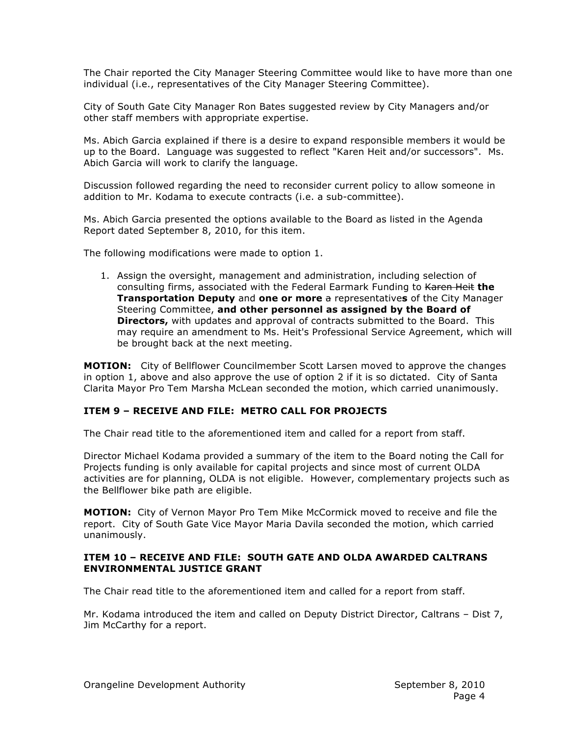The Chair reported the City Manager Steering Committee would like to have more than one individual (i.e., representatives of the City Manager Steering Committee).

City of South Gate City Manager Ron Bates suggested review by City Managers and/or other staff members with appropriate expertise.

Ms. Abich Garcia explained if there is a desire to expand responsible members it would be up to the Board. Language was suggested to reflect "Karen Heit and/or successors". Ms. Abich Garcia will work to clarify the language.

Discussion followed regarding the need to reconsider current policy to allow someone in addition to Mr. Kodama to execute contracts (i.e. a sub-committee).

Ms. Abich Garcia presented the options available to the Board as listed in the Agenda Report dated September 8, 2010, for this item.

The following modifications were made to option 1.

1. Assign the oversight, management and administration, including selection of consulting firms, associated with the Federal Earmark Funding to ~~Karen Heit~~ **the Transportation Deputy** and **one or more** ~~a~~ representative**s** of the City Manager Steering Committee, **and other personnel as assigned by the Board of Directors,** with updates and approval of contracts submitted to the Board. This may require an amendment to Ms. Heit's Professional Service Agreement, which will be brought back at the next meeting.

**MOTION:** City of Bellflower Councilmember Scott Larsen moved to approve the changes in option 1, above and also approve the use of option 2 if it is so dictated. City of Santa Clarita Mayor Pro Tem Marsha McLean seconded the motion, which carried unanimously.

### ITEM 9 – RECEIVE AND FILE: METRO CALL FOR PROJECTS

The Chair read title to the aforementioned item and called for a report from staff.

Director Michael Kodama provided a summary of the item to the Board noting the Call for Projects funding is only available for capital projects and since most of current OLDA activities are for planning, OLDA is not eligible. However, complementary projects such as the Bellflower bike path are eligible.

**MOTION:** City of Vernon Mayor Pro Tem Mike McCormick moved to receive and file the report. City of South Gate Vice Mayor Maria Davila seconded the motion, which carried unanimously.

### ITEM 10 – RECEIVE AND FILE: SOUTH GATE AND OLDA AWARDED CALTRANS ENVIRONMENTAL JUSTICE GRANT

The Chair read title to the aforementioned item and called for a report from staff.

Mr. Kodama introduced the item and called on Deputy District Director, Caltrans – Dist 7, Jim McCarthy for a report.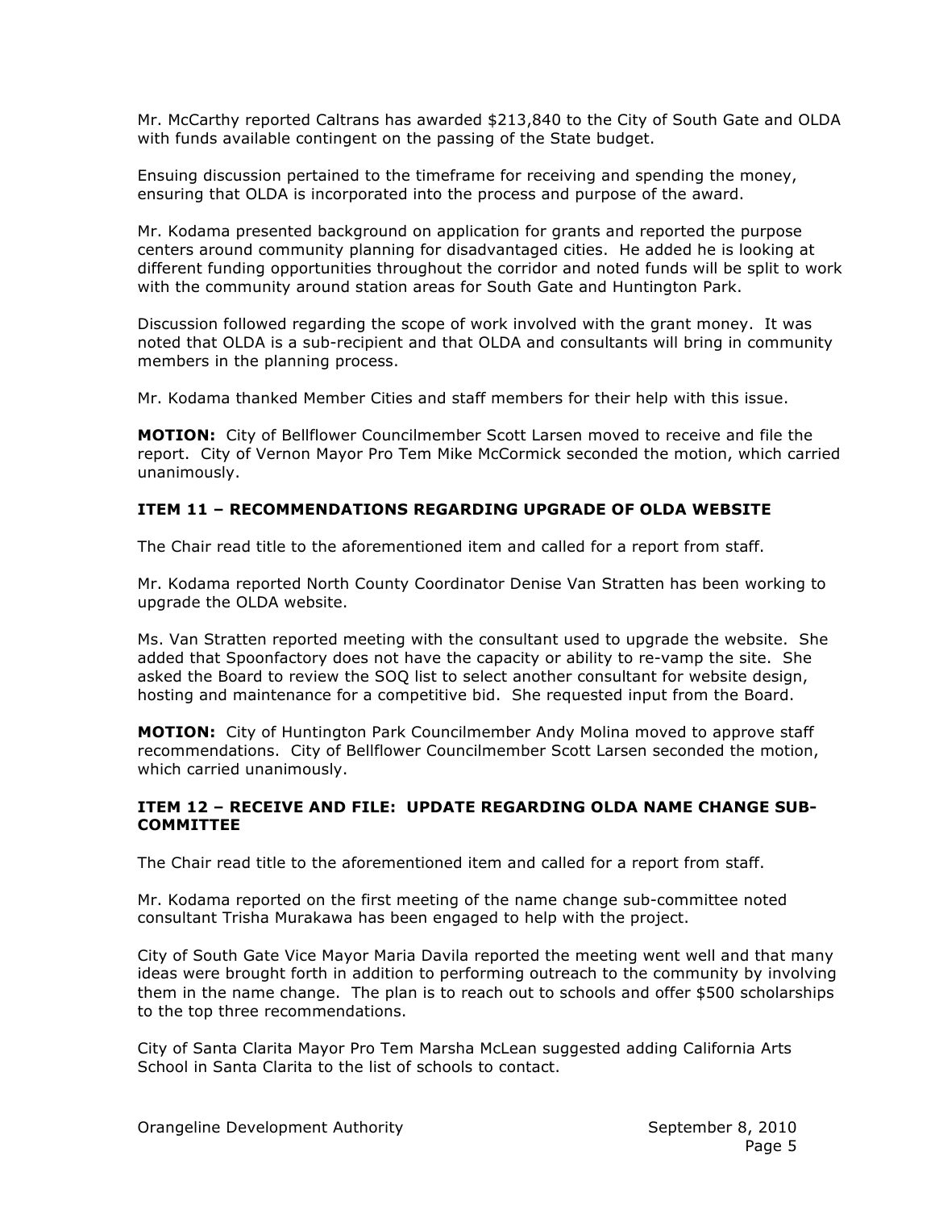Mr. McCarthy reported Caltrans has awarded $213,840 to the City of South Gate and OLDA with funds available contingent on the passing of the State budget.

Ensuing discussion pertained to the timeframe for receiving and spending the money, ensuring that OLDA is incorporated into the process and purpose of the award.

Mr. Kodama presented background on application for grants and reported the purpose centers around community planning for disadvantaged cities. He added he is looking at different funding opportunities throughout the corridor and noted funds will be split to work with the community around station areas for South Gate and Huntington Park.

Discussion followed regarding the scope of work involved with the grant money. It was noted that OLDA is a sub-recipient and that OLDA and consultants will bring in community members in the planning process.

Mr. Kodama thanked Member Cities and staff members for their help with this issue.

**MOTION:** City of Bellflower Councilmember Scott Larsen moved to receive and file the report. City of Vernon Mayor Pro Tem Mike McCormick seconded the motion, which carried unanimously.

### ITEM 11 – RECOMMENDATIONS REGARDING UPGRADE OF OLDA WEBSITE

The Chair read title to the aforementioned item and called for a report from staff.

Mr. Kodama reported North County Coordinator Denise Van Stratten has been working to upgrade the OLDA website.

Ms. Van Stratten reported meeting with the consultant used to upgrade the website. She added that Spoonfactory does not have the capacity or ability to re-vamp the site. She asked the Board to review the SOQ list to select another consultant for website design, hosting and maintenance for a competitive bid. She requested input from the Board.

**MOTION:** City of Huntington Park Councilmember Andy Molina moved to approve staff recommendations. City of Bellflower Councilmember Scott Larsen seconded the motion, which carried unanimously.

### ITEM 12 – RECEIVE AND FILE: UPDATE REGARDING OLDA NAME CHANGE SUB-COMMITTEE

The Chair read title to the aforementioned item and called for a report from staff.

Mr. Kodama reported on the first meeting of the name change sub-committee noted consultant Trisha Murakawa has been engaged to help with the project.

City of South Gate Vice Mayor Maria Davila reported the meeting went well and that many ideas were brought forth in addition to performing outreach to the community by involving them in the name change. The plan is to reach out to schools and offer $500 scholarships to the top three recommendations.

City of Santa Clarita Mayor Pro Tem Marsha McLean suggested adding California Arts School in Santa Clarita to the list of schools to contact.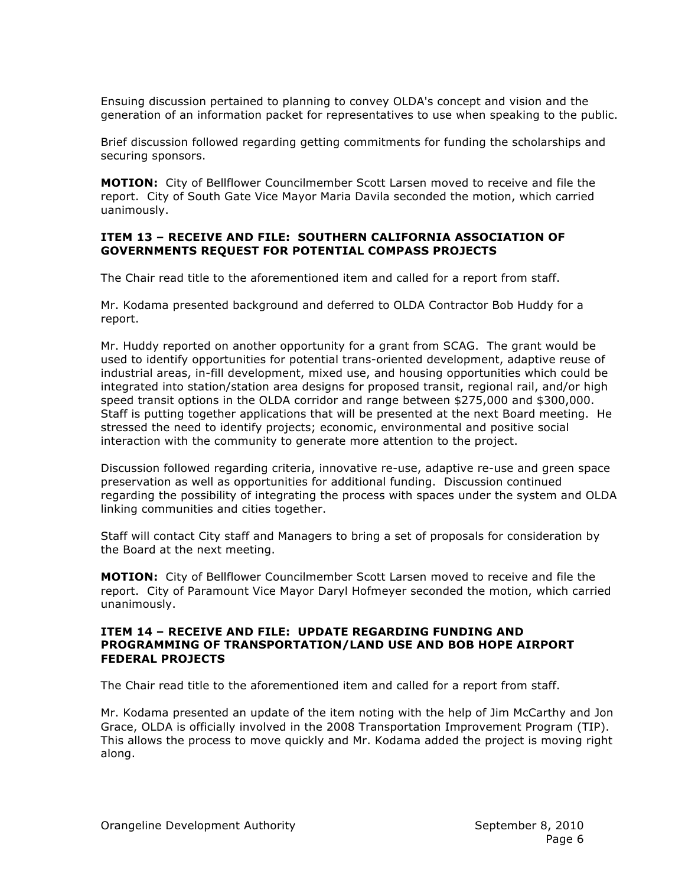Ensuing discussion pertained to planning to convey OLDA's concept and vision and the generation of an information packet for representatives to use when speaking to the public.

Brief discussion followed regarding getting commitments for funding the scholarships and securing sponsors.

**MOTION:** City of Bellflower Councilmember Scott Larsen moved to receive and file the report. City of South Gate Vice Mayor Maria Davila seconded the motion, which carried uanimously.

**ITEM 13 – RECEIVE AND FILE: SOUTHERN CALIFORNIA ASSOCIATION OF GOVERNMENTS REQUEST FOR POTENTIAL COMPASS PROJECTS**

The Chair read title to the aforementioned item and called for a report from staff.

Mr. Kodama presented background and deferred to OLDA Contractor Bob Huddy for a report.

Mr. Huddy reported on another opportunity for a grant from SCAG. The grant would be used to identify opportunities for potential trans-oriented development, adaptive reuse of industrial areas, in-fill development, mixed use, and housing opportunities which could be integrated into station/station area designs for proposed transit, regional rail, and/or high speed transit options in the OLDA corridor and range between $275,000 and $300,000. Staff is putting together applications that will be presented at the next Board meeting. He stressed the need to identify projects; economic, environmental and positive social interaction with the community to generate more attention to the project.

Discussion followed regarding criteria, innovative re-use, adaptive re-use and green space preservation as well as opportunities for additional funding. Discussion continued regarding the possibility of integrating the process with spaces under the system and OLDA linking communities and cities together.

Staff will contact City staff and Managers to bring a set of proposals for consideration by the Board at the next meeting.

**MOTION:** City of Bellflower Councilmember Scott Larsen moved to receive and file the report. City of Paramount Vice Mayor Daryl Hofmeyer seconded the motion, which carried unanimously.

**ITEM 14 – RECEIVE AND FILE: UPDATE REGARDING FUNDING AND PROGRAMMING OF TRANSPORTATION/LAND USE AND BOB HOPE AIRPORT FEDERAL PROJECTS**

The Chair read title to the aforementioned item and called for a report from staff.

Mr. Kodama presented an update of the item noting with the help of Jim McCarthy and Jon Grace, OLDA is officially involved in the 2008 Transportation Improvement Program (TIP). This allows the process to move quickly and Mr. Kodama added the project is moving right along.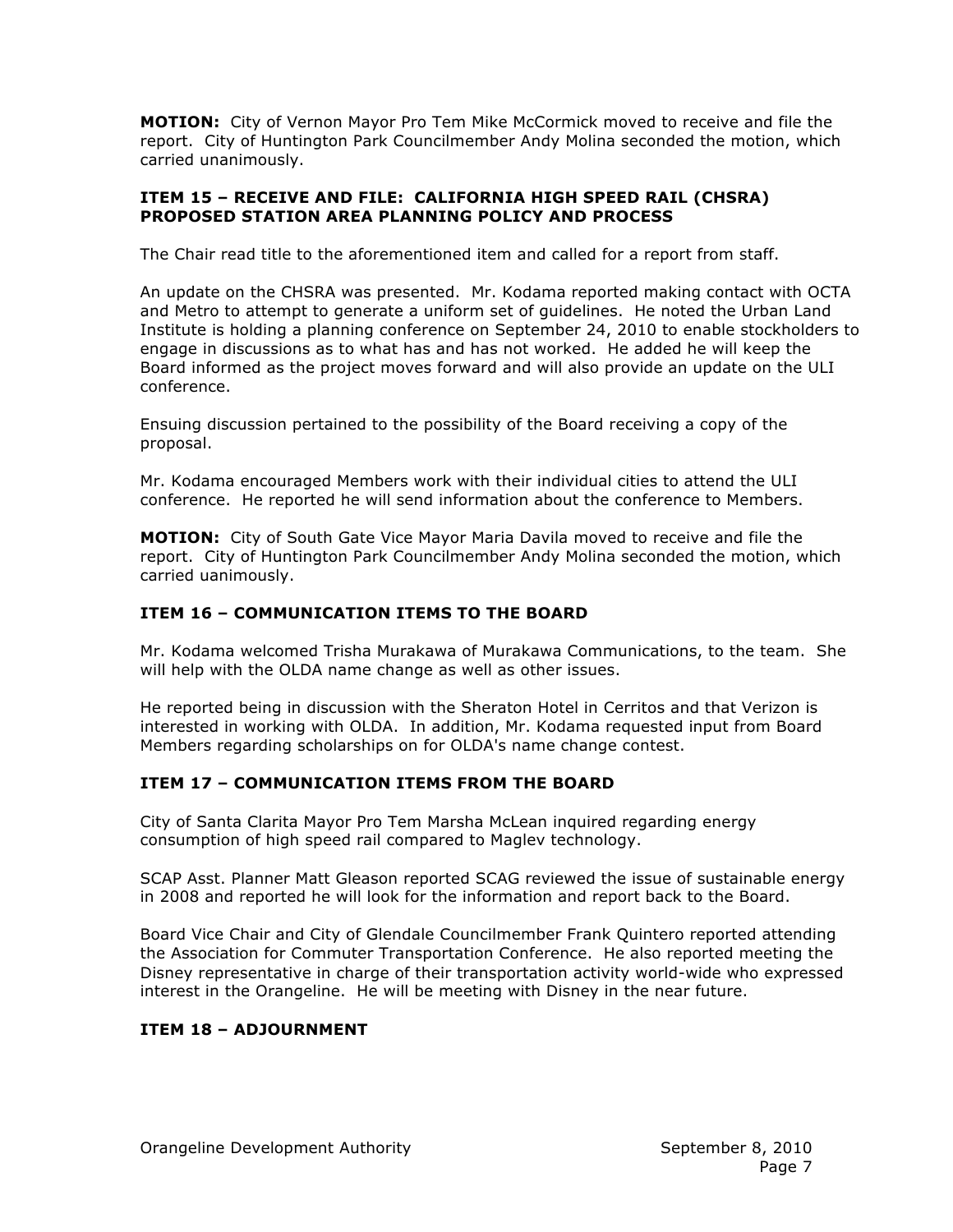**MOTION:** City of Vernon Mayor Pro Tem Mike McCormick moved to receive and file the report. City of Huntington Park Councilmember Andy Molina seconded the motion, which carried unanimously.

### ITEM 15 – RECEIVE AND FILE: CALIFORNIA HIGH SPEED RAIL (CHSRA) PROPOSED STATION AREA PLANNING POLICY AND PROCESS

The Chair read title to the aforementioned item and called for a report from staff.

An update on the CHSRA was presented. Mr. Kodama reported making contact with OCTA and Metro to attempt to generate a uniform set of guidelines. He noted the Urban Land Institute is holding a planning conference on September 24, 2010 to enable stockholders to engage in discussions as to what has and has not worked. He added he will keep the Board informed as the project moves forward and will also provide an update on the ULI conference.

Ensuing discussion pertained to the possibility of the Board receiving a copy of the proposal.

Mr. Kodama encouraged Members work with their individual cities to attend the ULI conference. He reported he will send information about the conference to Members.

**MOTION:** City of South Gate Vice Mayor Maria Davila moved to receive and file the report. City of Huntington Park Councilmember Andy Molina seconded the motion, which carried uanimously.

### ITEM 16 – COMMUNICATION ITEMS TO THE BOARD

Mr. Kodama welcomed Trisha Murakawa of Murakawa Communications, to the team. She will help with the OLDA name change as well as other issues.

He reported being in discussion with the Sheraton Hotel in Cerritos and that Verizon is interested in working with OLDA. In addition, Mr. Kodama requested input from Board Members regarding scholarships on for OLDA's name change contest.

### ITEM 17 – COMMUNICATION ITEMS FROM THE BOARD

City of Santa Clarita Mayor Pro Tem Marsha McLean inquired regarding energy consumption of high speed rail compared to Maglev technology.

SCAP Asst. Planner Matt Gleason reported SCAG reviewed the issue of sustainable energy in 2008 and reported he will look for the information and report back to the Board.

Board Vice Chair and City of Glendale Councilmember Frank Quintero reported attending the Association for Commuter Transportation Conference. He also reported meeting the Disney representative in charge of their transportation activity world-wide who expressed interest in the Orangeline. He will be meeting with Disney in the near future.

### ITEM 18 – ADJOURNMENT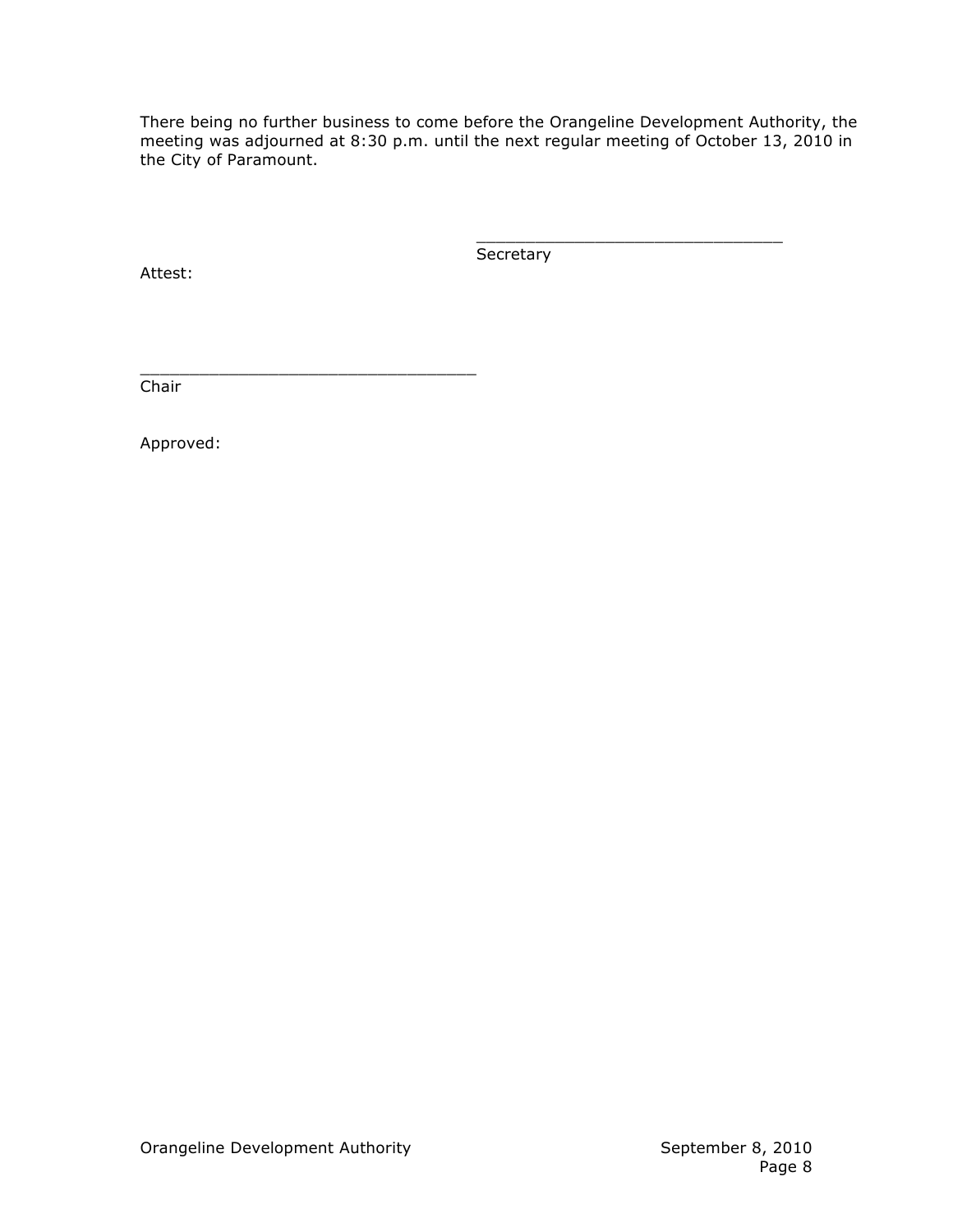There being no further business to come before the Orangeline Development Authority, the meeting was adjourned at 8:30 p.m. until the next regular meeting of October 13, 2010 in the City of Paramount.

_______________________________
Secretary

Attest:

__________________________________
Chair

Approved: